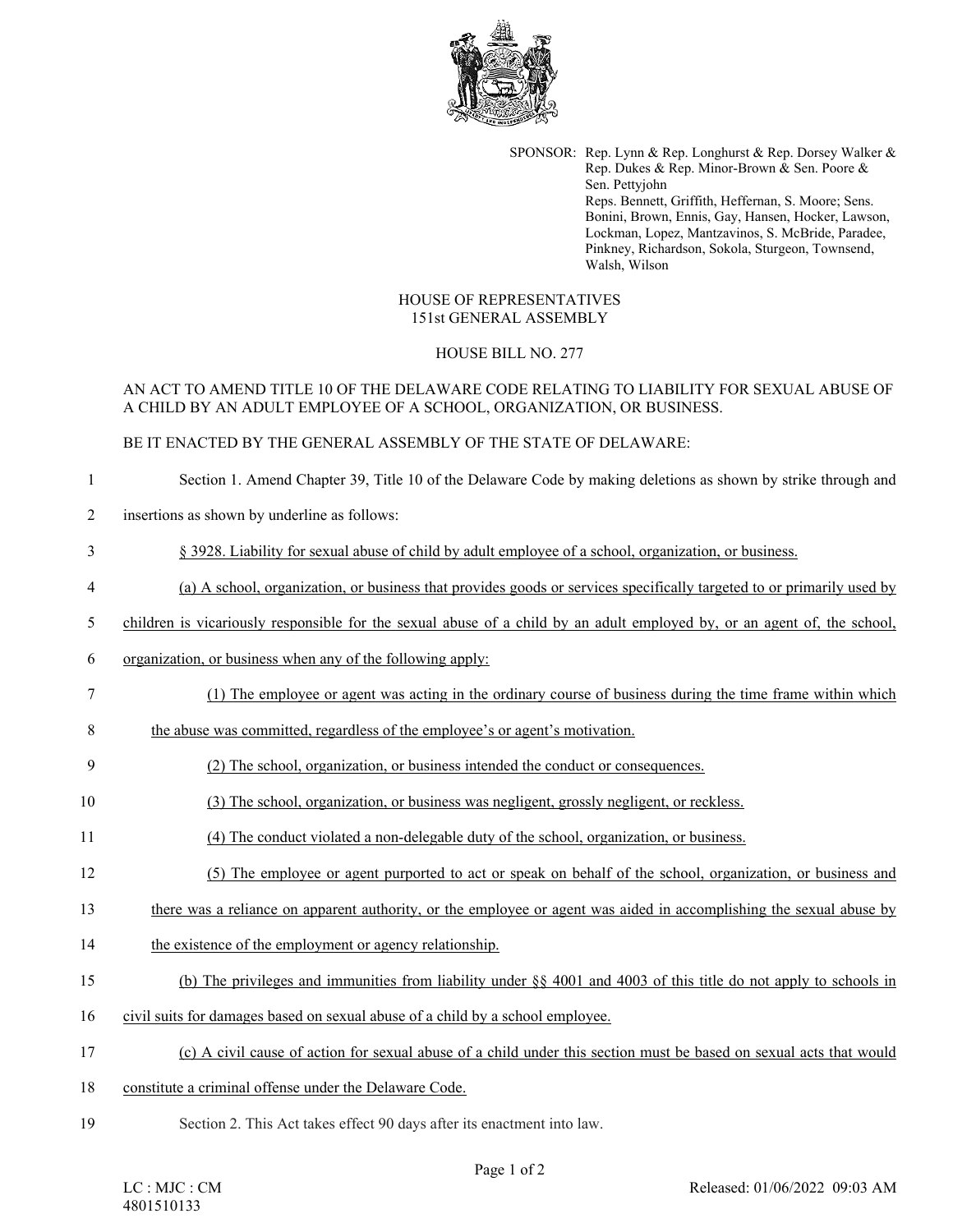SPONSOR: Rep. Lynn & Rep. Longhurst & Rep. Dorsey Walker & Rep. Dukes & Rep. Minor-Brown & Sen. Poore & Sen. Pettyjohn
Reps. Bennett, Griffith, Heffernan, S. Moore; Sens. Bonini, Brown, Ennis, Gay, Hansen, Hocker, Lawson, Lockman, Lopez, Mantzavinos, S. McBride, Paradee, Pinkney, Richardson, Sokola, Sturgeon, Townsend, Walsh, Wilson

HOUSE OF REPRESENTATIVES
151st GENERAL ASSEMBLY

HOUSE BILL NO. 277

AN ACT TO AMEND TITLE 10 OF THE DELAWARE CODE RELATING TO LIABILITY FOR SEXUAL ABUSE OF A CHILD BY AN ADULT EMPLOYEE OF A SCHOOL, ORGANIZATION, OR BUSINESS.

BE IT ENACTED BY THE GENERAL ASSEMBLY OF THE STATE OF DELAWARE:

1 Section 1. Amend Chapter 39, Title 10 of the Delaware Code by making deletions as shown by strike through and
2 insertions as shown by underline as follows:

3 <u>§ 3928. Liability for sexual abuse of child by adult employee of a school, organization, or business.</u>

4 <u>(a) A school, organization, or business that provides goods or services specifically targeted to or primarily used by</u>
5 <u>children is vicariously responsible for the sexual abuse of a child by an adult employed by, or an agent of, the school,</u>
6 <u>organization, or business when any of the following apply:</u>

7 <u>(1) The employee or agent was acting in the ordinary course of business during the time frame within which</u>
8 <u>the abuse was committed, regardless of the employee's or agent's motivation.</u>

9 <u>(2) The school, organization, or business intended the conduct or consequences.</u>

10 <u>(3) The school, organization, or business was negligent, grossly negligent, or reckless.</u>

11 <u>(4) The conduct violated a non-delegable duty of the school, organization, or business.</u>

12 <u>(5) The employee or agent purported to act or speak on behalf of the school, organization, or business and</u>
13 <u>there was a reliance on apparent authority, or the employee or agent was aided in accomplishing the sexual abuse by</u>
14 <u>the existence of the employment or agency relationship.</u>

15 <u>(b) The privileges and immunities from liability under §§ 4001 and 4003 of this title do not apply to schools in</u>
16 <u>civil suits for damages based on sexual abuse of a child by a school employee.</u>

17 <u>(c) A civil cause of action for sexual abuse of a child under this section must be based on sexual acts that would</u>
18 <u>constitute a criminal offense under the Delaware Code.</u>

19 Section 2. This Act takes effect 90 days after its enactment into law.

LC : MJC : CM
4801510133

Released: 01/06/2022 09:03 AM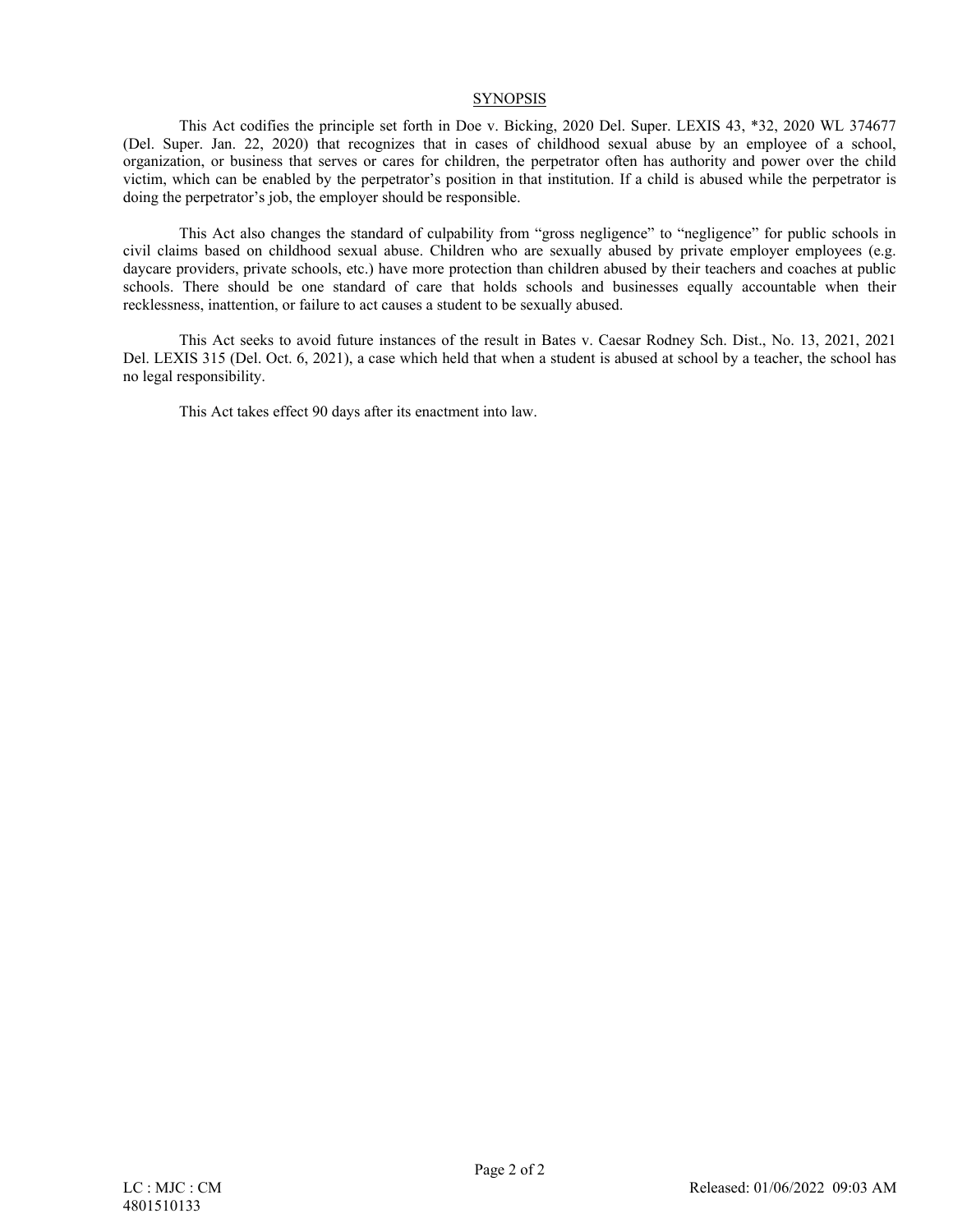## SYNOPSIS

This Act codifies the principle set forth in Doe v. Bicking, 2020 Del. Super. LEXIS 43, *32, 2020 WL 374677 (Del. Super. Jan. 22, 2020) that recognizes that in cases of childhood sexual abuse by an employee of a school, organization, or business that serves or cares for children, the perpetrator often has authority and power over the child victim, which can be enabled by the perpetrator's position in that institution. If a child is abused while the perpetrator is doing the perpetrator's job, the employer should be responsible.

This Act also changes the standard of culpability from "gross negligence" to "negligence" for public schools in civil claims based on childhood sexual abuse. Children who are sexually abused by private employer employees (e.g. daycare providers, private schools, etc.) have more protection than children abused by their teachers and coaches at public schools. There should be one standard of care that holds schools and businesses equally accountable when their recklessness, inattention, or failure to act causes a student to be sexually abused.

This Act seeks to avoid future instances of the result in Bates v. Caesar Rodney Sch. Dist., No. 13, 2021, 2021 Del. LEXIS 315 (Del. Oct. 6, 2021), a case which held that when a student is abused at school by a teacher, the school has no legal responsibility.

This Act takes effect 90 days after its enactment into law.

LC : MJC : CM
4801510133

Released: 01/06/2022 09:03 AM